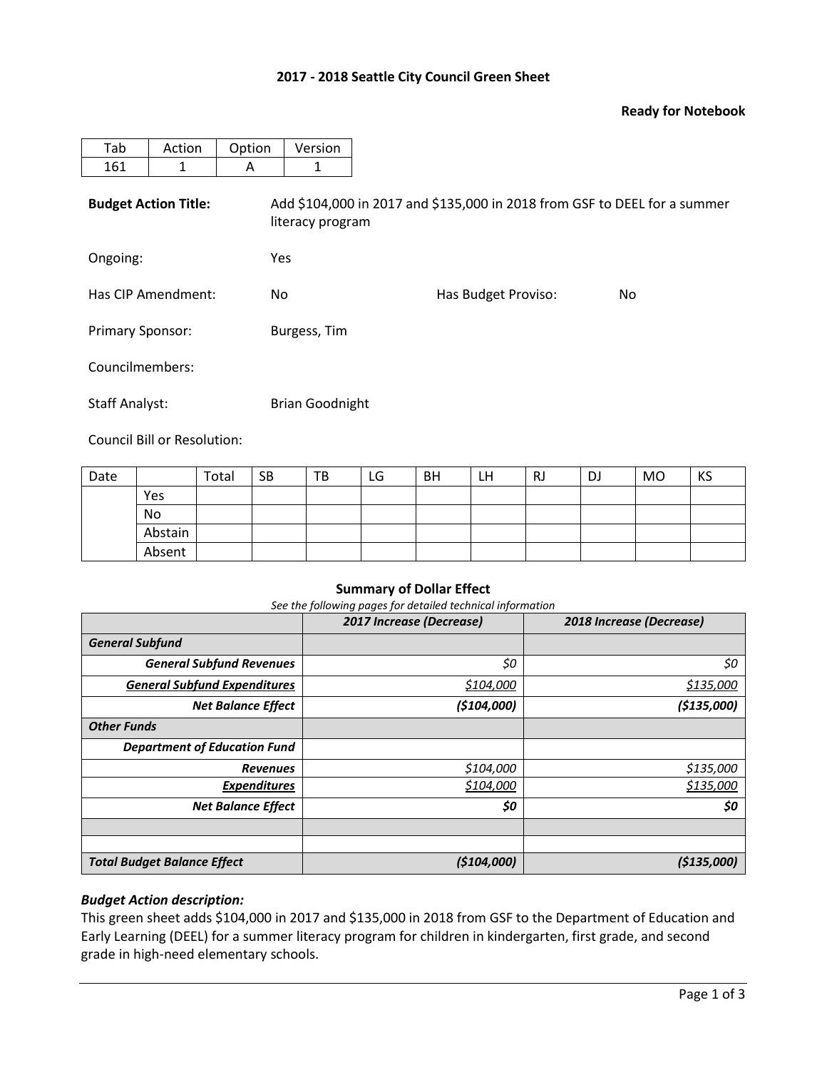# 2017 - 2018 Seattle City Council Green Sheet

**Ready for Notebook**

| Tab | Action | Option | Version |
|---|---|---|---|
| 161 | 1 | A | 1 |

**Budget Action Title:** Add $104,000 in 2017 and $135,000 in 2018 from GSF to DEEL for a summer literacy program

Ongoing: Yes

Has CIP Amendment: No

Has Budget Proviso: No

Primary Sponsor: Burgess, Tim

Councilmembers:

Staff Analyst: Brian Goodnight

Council Bill or Resolution:

| Date | | Total | SB | TB | LG | BH | LH | RJ | DJ | MO | KS |
|---|---|---|---|---|---|---|---|---|---|---|---|
| | Yes | | | | | | | | | | |
| | No | | | | | | | | | | |
| | Abstain | | | | | | | | | | |
| | Absent | | | | | | | | | | |

**Summary of Dollar Effect**

*See the following pages for detailed technical information*

| | *2017 Increase (Decrease)* | *2018 Increase (Decrease)* |
|---|---|---|
| ***General Subfund*** | | |
| ***General Subfund Revenues*** | *$0* | *$0* |
| ***General Subfund Expenditures*** | *$104,000* | *$135,000* |
| ***Net Balance Effect*** | ***($104,000)*** | ***($135,000)*** |
| ***Other Funds*** | | |
| ***Department of Education Fund*** | | |
| ***Revenues*** | *$104,000* | *$135,000* |
| ***Expenditures*** | *$104,000* | *$135,000* |
| ***Net Balance Effect*** | ***$0*** | ***$0*** |
| | | |
| | | |
| ***Total Budget Balance Effect*** | ***($104,000)*** | ***($135,000)*** |

### *Budget Action description:*

This green sheet adds $104,000 in 2017 and $135,000 in 2018 from GSF to the Department of Education and Early Learning (DEEL) for a summer literacy program for children in kindergarten, first grade, and second grade in high-need elementary schools.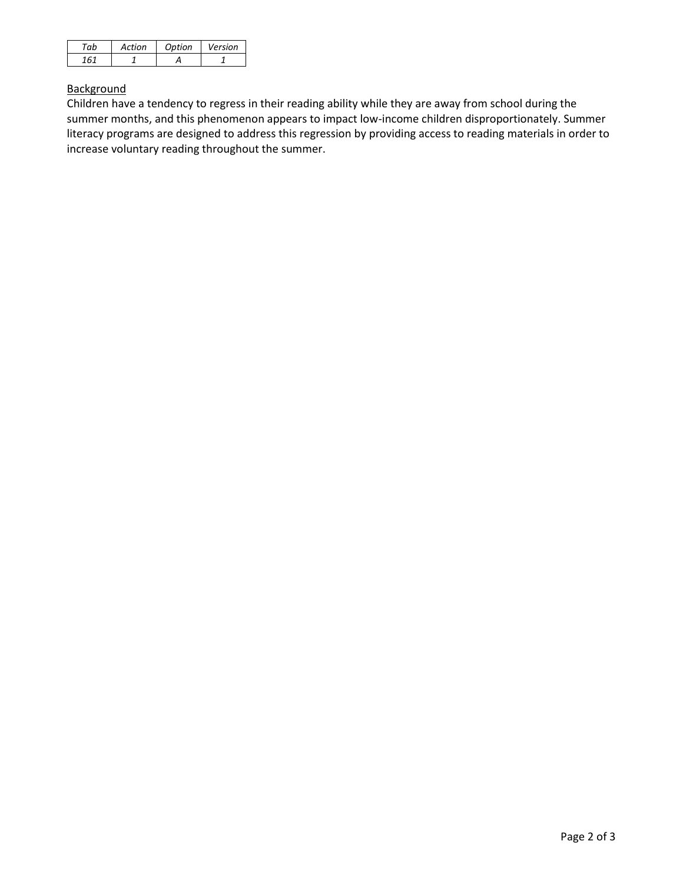| *Tab* | *Action* | *Option* | *Version* |
|---|---|---|---|
| *161* | *1* | *A* | *1* |

<u>Background</u>

Children have a tendency to regress in their reading ability while they are away from school during the summer months, and this phenomenon appears to impact low-income children disproportionately. Summer literacy programs are designed to address this regression by providing access to reading materials in order to increase voluntary reading throughout the summer.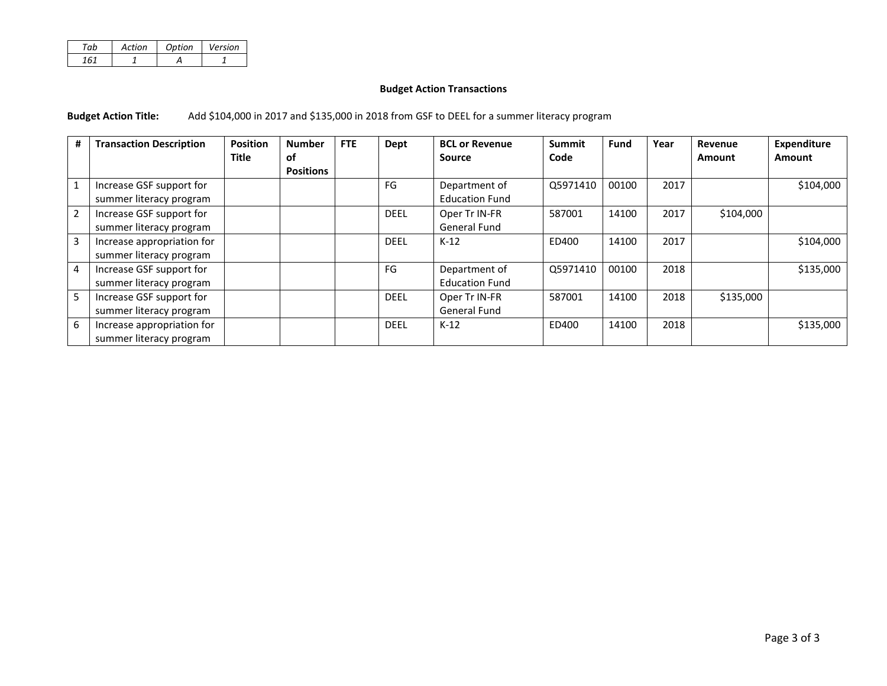| Tab | Action | Option | Version |
|---|---|---|---|
| *161* | *1* | *A* | *1* |

**Budget Action Transactions**

**Budget Action Title:** Add $104,000 in 2017 and $135,000 in 2018 from GSF to DEEL for a summer literacy program

| # | Transaction Description | Position Title | Number of Positions | FTE | Dept | BCL or Revenue Source | Summit Code | Fund | Year | Revenue Amount | Expenditure Amount |
|---|---|---|---|---|---|---|---|---|---|---|---|
| 1 | Increase GSF support for summer literacy program | | | | FG | Department of Education Fund | Q5971410 | 00100 | 2017 | | $104,000 |
| 2 | Increase GSF support for summer literacy program | | | | DEEL | Oper Tr IN-FR General Fund | 587001 | 14100 | 2017 | $104,000 | |
| 3 | Increase appropriation for summer literacy program | | | | DEEL | K-12 | ED400 | 14100 | 2017 | | $104,000 |
| 4 | Increase GSF support for summer literacy program | | | | FG | Department of Education Fund | Q5971410 | 00100 | 2018 | | $135,000 |
| 5 | Increase GSF support for summer literacy program | | | | DEEL | Oper Tr IN-FR General Fund | 587001 | 14100 | 2018 | $135,000 | |
| 6 | Increase appropriation for summer literacy program | | | | DEEL | K-12 | ED400 | 14100 | 2018 | | $135,000 |